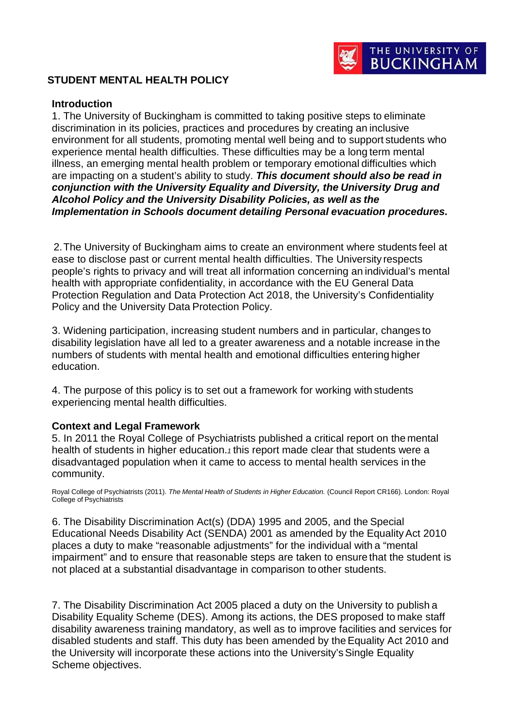# STUDENT MENTAL HEALTH POLICY

## Introduction

1. The University of Buckingham is committed to taking positive steps to eliminate discrimination in its policies, practices and procedures by creating an inclusive environment for all students, promoting mental well being and to support students who experience mental health difficulties. These difficulties may be a long term mental illness, an emerging mental health problem or temporary emotional difficulties which are impacting on a student's ability to study. ***This document should also be read in conjunction with the University Equality and Diversity, the University Drug and Alcohol Policy and the University Disability Policies, as well as the Implementation in Schools document detailing Personal evacuation procedures.***

2. The University of Buckingham aims to create an environment where students feel at ease to disclose past or current mental health difficulties. The University respects people's rights to privacy and will treat all information concerning an individual's mental health with appropriate confidentiality, in accordance with the EU General Data Protection Regulation and Data Protection Act 2018, the University's Confidentiality Policy and the University Data Protection Policy.

3. Widening participation, increasing student numbers and in particular, changes to disability legislation have all led to a greater awareness and a notable increase in the numbers of students with mental health and emotional difficulties entering higher education.

4. The purpose of this policy is to set out a framework for working with students experiencing mental health difficulties.

## Context and Legal Framework

5. In 2011 the Royal College of Psychiatrists published a critical report on the mental health of students in higher education.[1] this report made clear that students were a disadvantaged population when it came to access to mental health services in the community.

Royal College of Psychiatrists (2011). *The Mental Health of Students in Higher Education.* (Council Report CR166). London: Royal College of Psychiatrists

6. The Disability Discrimination Act(s) (DDA) 1995 and 2005, and the Special Educational Needs Disability Act (SENDA) 2001 as amended by the Equality Act 2010 places a duty to make "reasonable adjustments" for the individual with a "mental impairment" and to ensure that reasonable steps are taken to ensure that the student is not placed at a substantial disadvantage in comparison to other students.

7. The Disability Discrimination Act 2005 placed a duty on the University to publish a Disability Equality Scheme (DES). Among its actions, the DES proposed to make staff disability awareness training mandatory, as well as to improve facilities and services for disabled students and staff. This duty has been amended by the Equality Act 2010 and the University will incorporate these actions into the University's Single Equality Scheme objectives.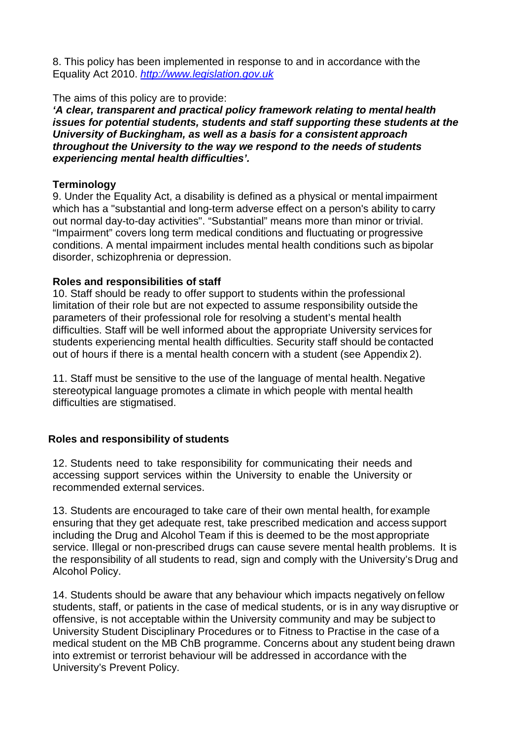8. This policy has been implemented in response to and in accordance with the Equality Act 2010. [http://www.legislation.gov.uk](http://www.legislation.gov.uk)

The aims of this policy are to provide:

***'A clear, transparent and practical policy framework relating to mental health issues for potential students, students and staff supporting these students at the University of Buckingham, as well as a basis for a consistent approach throughout the University to the way we respond to the needs of students experiencing mental health difficulties'.***

**Terminology**

9. Under the Equality Act, a disability is defined as a physical or mental impairment which has a "substantial and long-term adverse effect on a person's ability to carry out normal day-to-day activities". "Substantial" means more than minor or trivial. "Impairment" covers long term medical conditions and fluctuating or progressive conditions. A mental impairment includes mental health conditions such as bipolar disorder, schizophrenia or depression.

**Roles and responsibilities of staff**

10. Staff should be ready to offer support to students within the professional limitation of their role but are not expected to assume responsibility outside the parameters of their professional role for resolving a student's mental health difficulties. Staff will be well informed about the appropriate University services for students experiencing mental health difficulties. Security staff should be contacted out of hours if there is a mental health concern with a student (see Appendix 2).

11. Staff must be sensitive to the use of the language of mental health. Negative stereotypical language promotes a climate in which people with mental health difficulties are stigmatised.

**Roles and responsibility of students**

12. Students need to take responsibility for communicating their needs and accessing support services within the University to enable the University or recommended external services.

13. Students are encouraged to take care of their own mental health, for example ensuring that they get adequate rest, take prescribed medication and access support including the Drug and Alcohol Team if this is deemed to be the most appropriate service. Illegal or non-prescribed drugs can cause severe mental health problems. It is the responsibility of all students to read, sign and comply with the University's Drug and Alcohol Policy.

14. Students should be aware that any behaviour which impacts negatively on fellow students, staff, or patients in the case of medical students, or is in any way disruptive or offensive, is not acceptable within the University community and may be subject to University Student Disciplinary Procedures or to Fitness to Practise in the case of a medical student on the MB ChB programme. Concerns about any student being drawn into extremist or terrorist behaviour will be addressed in accordance with the University's Prevent Policy.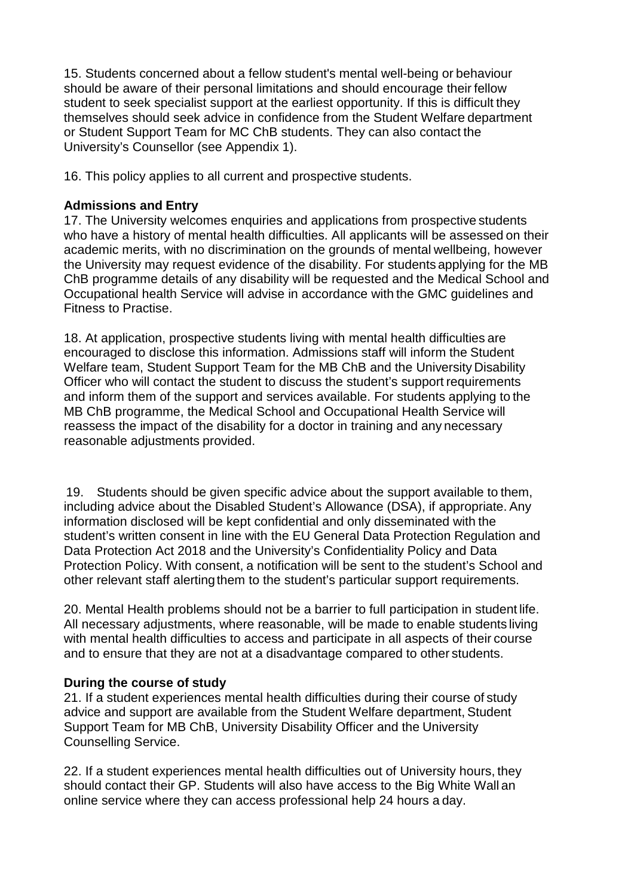15. Students concerned about a fellow student's mental well-being or behaviour should be aware of their personal limitations and should encourage their fellow student to seek specialist support at the earliest opportunity. If this is difficult they themselves should seek advice in confidence from the Student Welfare department or Student Support Team for MC ChB students. They can also contact the University's Counsellor (see Appendix 1).

16. This policy applies to all current and prospective students.

**Admissions and Entry**

17. The University welcomes enquiries and applications from prospective students who have a history of mental health difficulties. All applicants will be assessed on their academic merits, with no discrimination on the grounds of mental wellbeing, however the University may request evidence of the disability. For students applying for the MB ChB programme details of any disability will be requested and the Medical School and Occupational health Service will advise in accordance with the GMC guidelines and Fitness to Practise.

18. At application, prospective students living with mental health difficulties are encouraged to disclose this information. Admissions staff will inform the Student Welfare team, Student Support Team for the MB ChB and the University Disability Officer who will contact the student to discuss the student's support requirements and inform them of the support and services available. For students applying to the MB ChB programme, the Medical School and Occupational Health Service will reassess the impact of the disability for a doctor in training and any necessary reasonable adjustments provided.

19. Students should be given specific advice about the support available to them, including advice about the Disabled Student's Allowance (DSA), if appropriate. Any information disclosed will be kept confidential and only disseminated with the student's written consent in line with the EU General Data Protection Regulation and Data Protection Act 2018 and the University's Confidentiality Policy and Data Protection Policy. With consent, a notification will be sent to the student's School and other relevant staff alerting them to the student's particular support requirements.

20. Mental Health problems should not be a barrier to full participation in student life. All necessary adjustments, where reasonable, will be made to enable students living with mental health difficulties to access and participate in all aspects of their course and to ensure that they are not at a disadvantage compared to other students.

**During the course of study**

21. If a student experiences mental health difficulties during their course of study advice and support are available from the Student Welfare department, Student Support Team for MB ChB, University Disability Officer and the University Counselling Service.

22. If a student experiences mental health difficulties out of University hours, they should contact their GP. Students will also have access to the Big White Wall an online service where they can access professional help 24 hours a day.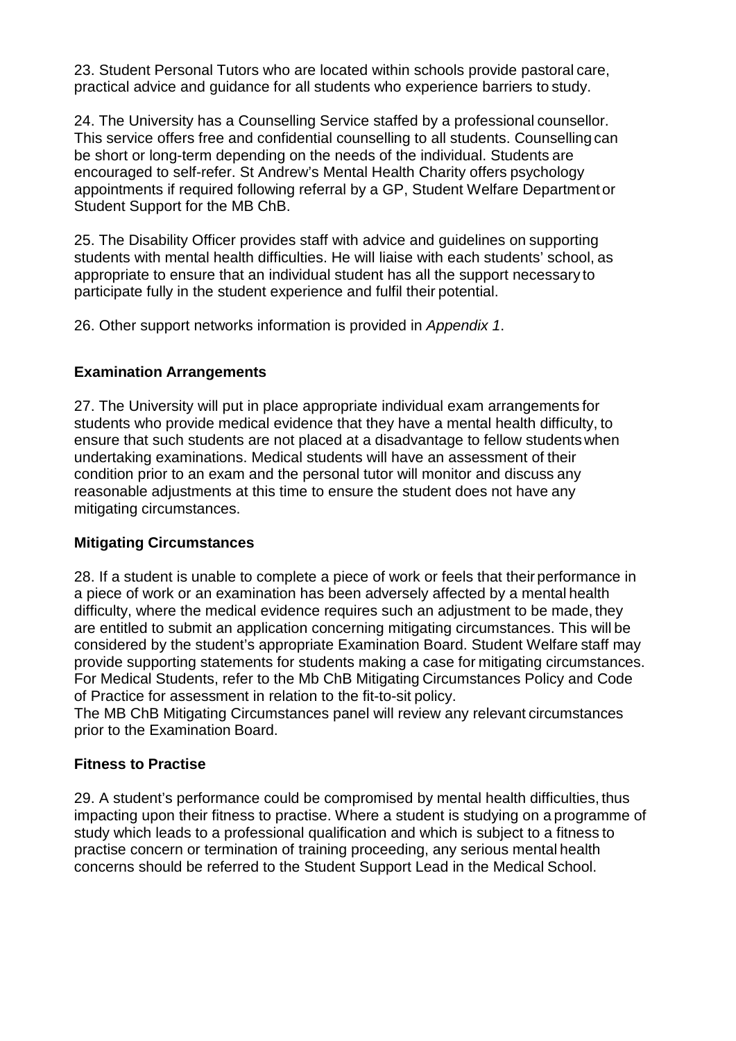23. Student Personal Tutors who are located within schools provide pastoral care, practical advice and guidance for all students who experience barriers to study.

24. The University has a Counselling Service staffed by a professional counsellor. This service offers free and confidential counselling to all students. Counselling can be short or long-term depending on the needs of the individual. Students are encouraged to self-refer. St Andrew's Mental Health Charity offers psychology appointments if required following referral by a GP, Student Welfare Department or Student Support for the MB ChB.

25. The Disability Officer provides staff with advice and guidelines on supporting students with mental health difficulties. He will liaise with each students' school, as appropriate to ensure that an individual student has all the support necessary to participate fully in the student experience and fulfil their potential.

26. Other support networks information is provided in *Appendix 1*.

### Examination Arrangements

27. The University will put in place appropriate individual exam arrangements for students who provide medical evidence that they have a mental health difficulty, to ensure that such students are not placed at a disadvantage to fellow students when undertaking examinations. Medical students will have an assessment of their condition prior to an exam and the personal tutor will monitor and discuss any reasonable adjustments at this time to ensure the student does not have any mitigating circumstances.

### Mitigating Circumstances

28. If a student is unable to complete a piece of work or feels that their performance in a piece of work or an examination has been adversely affected by a mental health difficulty, where the medical evidence requires such an adjustment to be made, they are entitled to submit an application concerning mitigating circumstances. This will be considered by the student's appropriate Examination Board. Student Welfare staff may provide supporting statements for students making a case for mitigating circumstances. For Medical Students, refer to the Mb ChB Mitigating Circumstances Policy and Code of Practice for assessment in relation to the fit-to-sit policy.
The MB ChB Mitigating Circumstances panel will review any relevant circumstances prior to the Examination Board.

### Fitness to Practise

29. A student's performance could be compromised by mental health difficulties, thus impacting upon their fitness to practise. Where a student is studying on a programme of study which leads to a professional qualification and which is subject to a fitness to practise concern or termination of training proceeding, any serious mental health concerns should be referred to the Student Support Lead in the Medical School.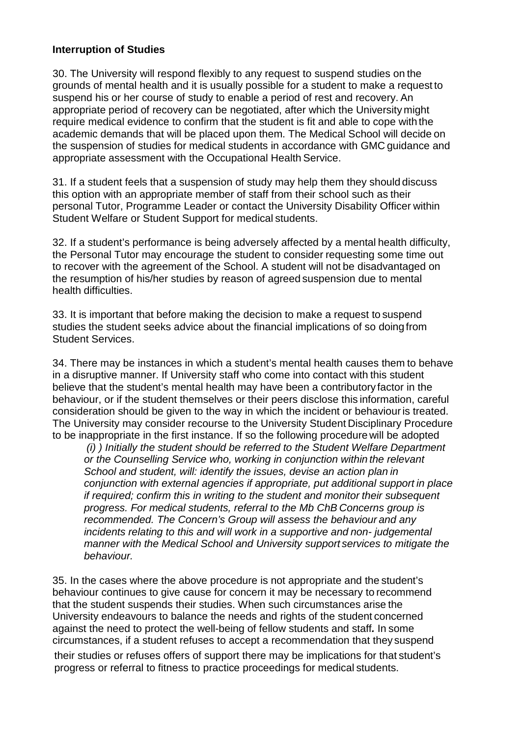**Interruption of Studies**

30. The University will respond flexibly to any request to suspend studies on the grounds of mental health and it is usually possible for a student to make a request to suspend his or her course of study to enable a period of rest and recovery. An appropriate period of recovery can be negotiated, after which the University might require medical evidence to confirm that the student is fit and able to cope with the academic demands that will be placed upon them. The Medical School will decide on the suspension of studies for medical students in accordance with GMC guidance and appropriate assessment with the Occupational Health Service.

31. If a student feels that a suspension of study may help them they should discuss this option with an appropriate member of staff from their school such as their personal Tutor, Programme Leader or contact the University Disability Officer within Student Welfare or Student Support for medical students.

32. If a student's performance is being adversely affected by a mental health difficulty, the Personal Tutor may encourage the student to consider requesting some time out to recover with the agreement of the School. A student will not be disadvantaged on the resumption of his/her studies by reason of agreed suspension due to mental health difficulties.

33. It is important that before making the decision to make a request to suspend studies the student seeks advice about the financial implications of so doing from Student Services.

34. There may be instances in which a student's mental health causes them to behave in a disruptive manner. If University staff who come into contact with this student believe that the student's mental health may have been a contributory factor in the behaviour, or if the student themselves or their peers disclose this information, careful consideration should be given to the way in which the incident or behaviour is treated. The University may consider recourse to the University Student Disciplinary Procedure to be inappropriate in the first instance. If so the following procedure will be adopted

> *(i) ) Initially the student should be referred to the Student Welfare Department or the Counselling Service who, working in conjunction within the relevant School and student, will: identify the issues, devise an action plan in conjunction with external agencies if appropriate, put additional support in place if required; confirm this in writing to the student and monitor their subsequent progress. For medical students, referral to the Mb ChB Concerns group is recommended. The Concern's Group will assess the behaviour and any incidents relating to this and will work in a supportive and non- judgemental manner with the Medical School and University support services to mitigate the behaviour.*

35. In the cases where the above procedure is not appropriate and the student's behaviour continues to give cause for concern it may be necessary to recommend that the student suspends their studies. When such circumstances arise the University endeavours to balance the needs and rights of the student concerned against the need to protect the well-being of fellow students and staff*.* In some circumstances, if a student refuses to accept a recommendation that they suspend their studies or refuses offers of support there may be implications for that student's progress or referral to fitness to practice proceedings for medical students.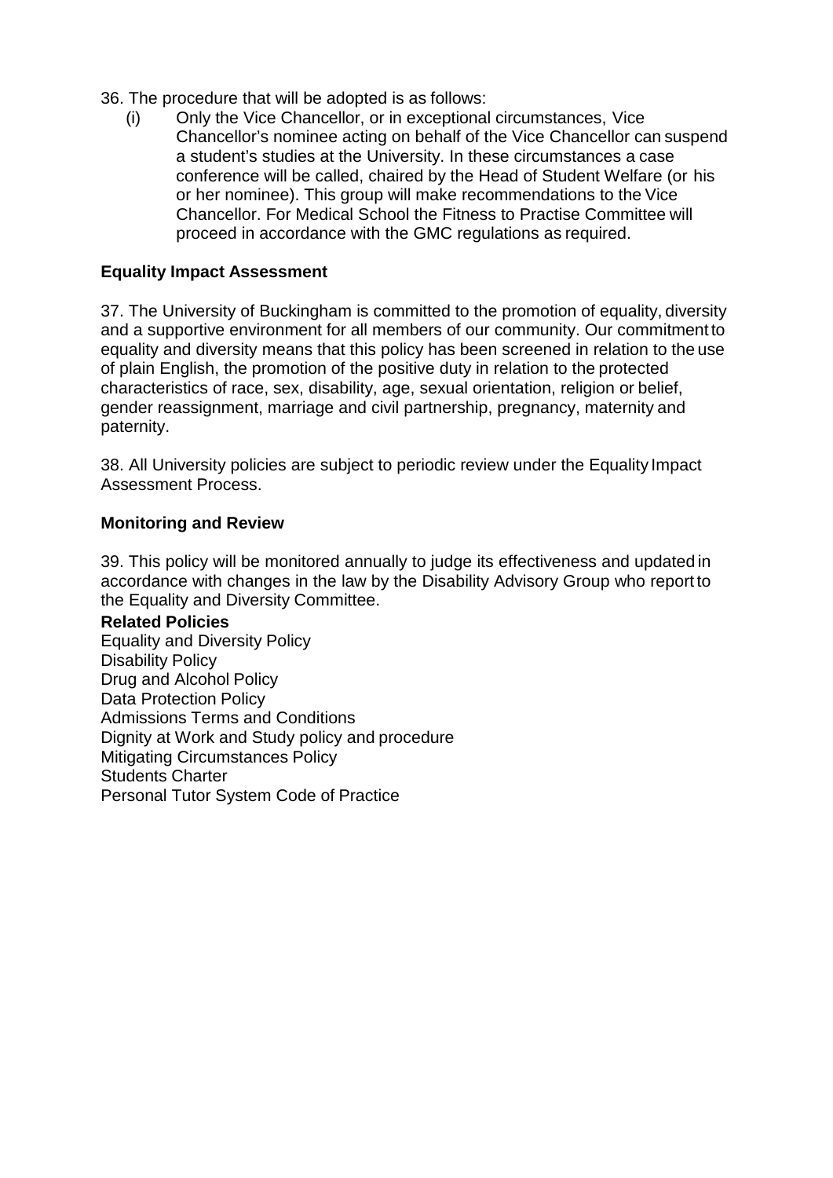36. The procedure that will be adopted is as follows:

(i) Only the Vice Chancellor, or in exceptional circumstances, Vice Chancellor's nominee acting on behalf of the Vice Chancellor can suspend a student's studies at the University. In these circumstances a case conference will be called, chaired by the Head of Student Welfare (or his or her nominee). This group will make recommendations to the Vice Chancellor. For Medical School the Fitness to Practise Committee will proceed in accordance with the GMC regulations as required.

## Equality Impact Assessment

37. The University of Buckingham is committed to the promotion of equality, diversity and a supportive environment for all members of our community. Our commitment to equality and diversity means that this policy has been screened in relation to the use of plain English, the promotion of the positive duty in relation to the protected characteristics of race, sex, disability, age, sexual orientation, religion or belief, gender reassignment, marriage and civil partnership, pregnancy, maternity and paternity.

38. All University policies are subject to periodic review under the Equality Impact Assessment Process.

## Monitoring and Review

39. This policy will be monitored annually to judge its effectiveness and updated in accordance with changes in the law by the Disability Advisory Group who report to the Equality and Diversity Committee.

## Related Policies

Equality and Diversity Policy
Disability Policy
Drug and Alcohol Policy
Data Protection Policy
Admissions Terms and Conditions
Dignity at Work and Study policy and procedure
Mitigating Circumstances Policy
Students Charter
Personal Tutor System Code of Practice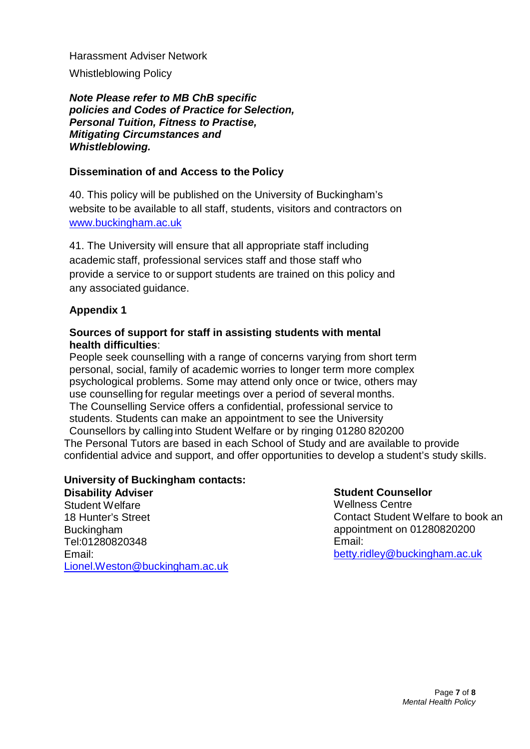Harassment Adviser Network

Whistleblowing Policy

***Note Please refer to MB ChB specific policies and Codes of Practice for Selection, Personal Tuition, Fitness to Practise, Mitigating Circumstances and Whistleblowing.***

**Dissemination of and Access to the Policy**

40. This policy will be published on the University of Buckingham's website to be available to all staff, students, visitors and contractors on www.buckingham.ac.uk

41. The University will ensure that all appropriate staff including academic staff, professional services staff and those staff who provide a service to or support students are trained on this policy and any associated guidance.

## Appendix 1

**Sources of support for staff in assisting students with mental health difficulties**:

People seek counselling with a range of concerns varying from short term personal, social, family of academic worries to longer term more complex psychological problems. Some may attend only once or twice, others may use counselling for regular meetings over a period of several months. The Counselling Service offers a confidential, professional service to students. Students can make an appointment to see the University Counsellors by calling into Student Welfare or by ringing 01280 820200

The Personal Tutors are based in each School of Study and are available to provide confidential advice and support, and offer opportunities to develop a student's study skills.

**University of Buckingham contacts:**

**Disability Adviser**
Student Welfare
18 Hunter's Street
Buckingham
Tel:01280820348
Email:
Lionel.Weston@buckingham.ac.uk

**Student Counsellor**
Wellness Centre
Contact Student Welfare to book an appointment on 01280820200
Email:
betty.ridley@buckingham.ac.uk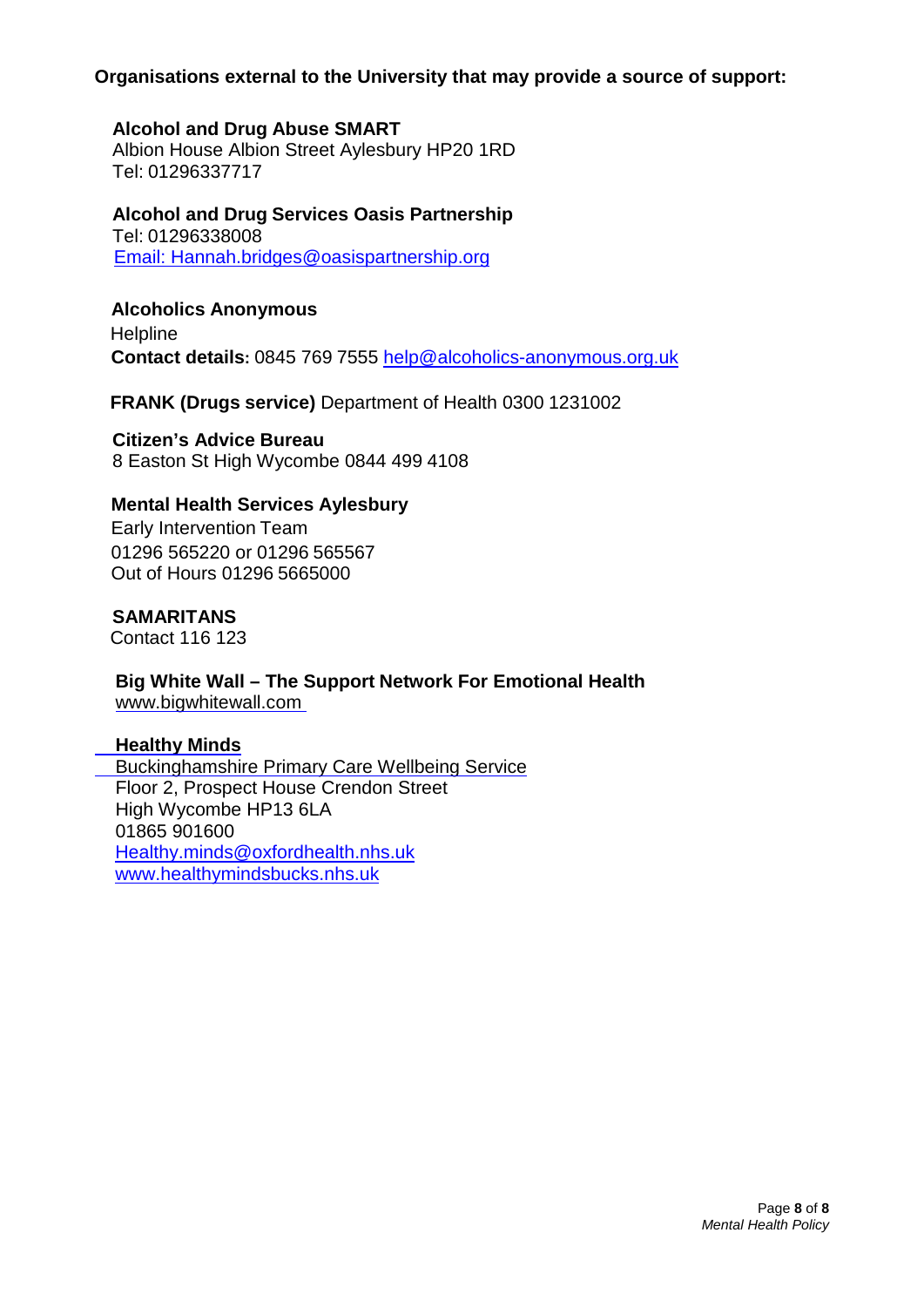**Organisations external to the University that may provide a source of support:**

**Alcohol and Drug Abuse SMART**
Albion House Albion Street Aylesbury HP20 1RD
Tel: 01296337717

**Alcohol and Drug Services Oasis Partnership**
Tel: 01296338008
Email: Hannah.bridges@oasispartnership.org

**Alcoholics Anonymous**
Helpline
**Contact details:** 0845 769 7555 help@alcoholics-anonymous.org.uk

**FRANK (Drugs service)** Department of Health 0300 1231002

**Citizen's Advice Bureau**
8 Easton St High Wycombe 0844 499 4108

**Mental Health Services Aylesbury**
Early Intervention Team
01296 565220 or 01296 565567
Out of Hours 01296 5665000

**SAMARITANS**
Contact 116 123

**Big White Wall – The Support Network For Emotional Health**
www.bigwhitewall.com

**Healthy Minds**
Buckinghamshire Primary Care Wellbeing Service
Floor 2, Prospect House Crendon Street
High Wycombe HP13 6LA
01865 901600
Healthy.minds@oxfordhealth.nhs.uk
www.healthymindsbucks.nhs.uk